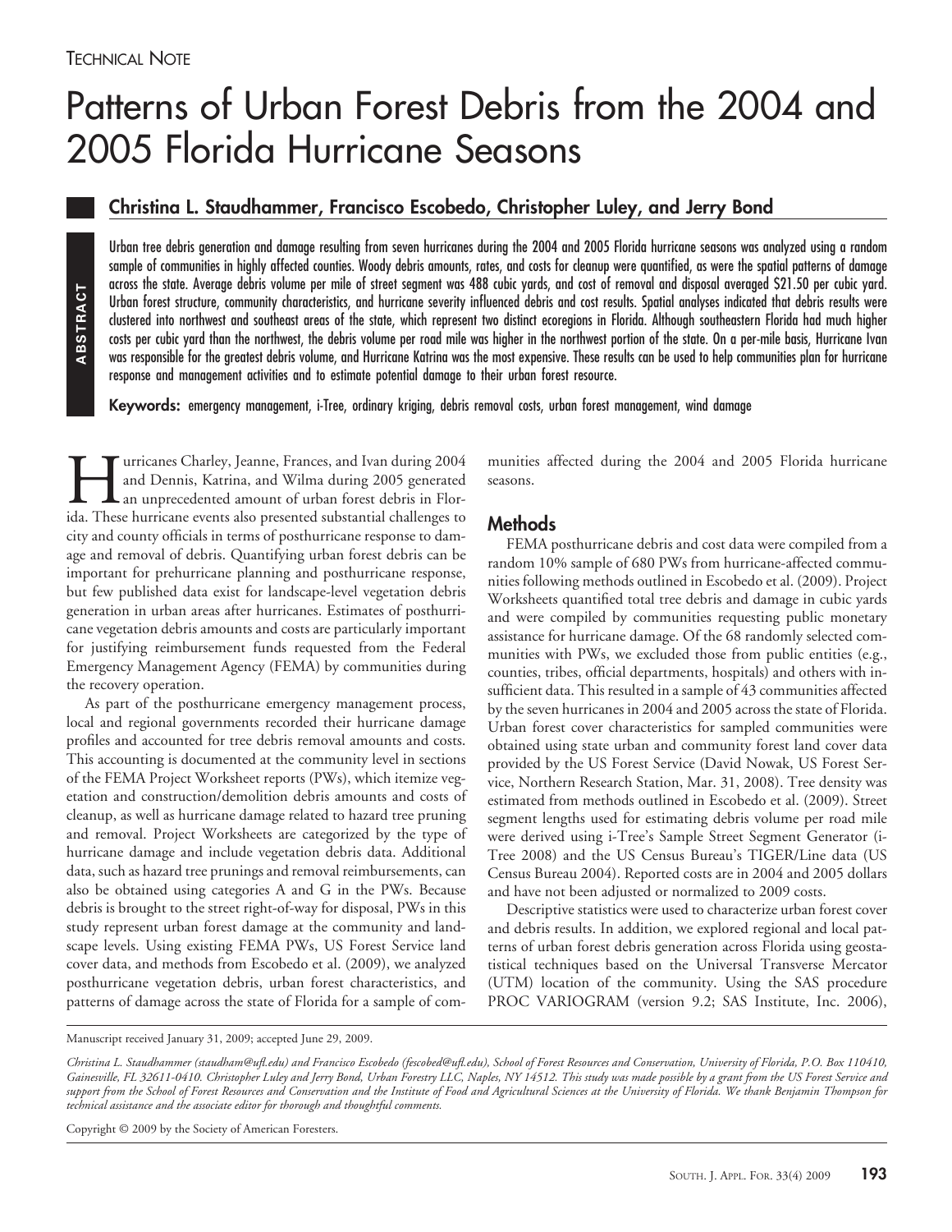TECHNICAL NOTE

# Patterns of Urban Forest Debris from the 2004 and 2005 Florida Hurricane Seasons

## Christina L. Staudhammer, Francisco Escobedo, Christopher Luley, and Jerry Bond

**ABSTRACT**

Urban tree debris generation and damage resulting from seven hurricanes during the 2004 and 2005 Florida hurricane seasons was analyzed using a random sample of communities in highly affected counties. Woody debris amounts, rates, and costs for cleanup were quantified, as were the spatial patterns of damage across the state. Average debris volume per mile of street segment was 488 cubic yards, and cost of removal and disposal averaged $21.50 per cubic yard. Urban forest structure, community characteristics, and hurricane severity influenced debris and cost results. Spatial analyses indicated that debris results were clustered into northwest and southeast areas of the state, which represent two distinct ecoregions in Florida. Although southeastern Florida had much higher costs per cubic yard than the northwest, the debris volume per road mile was higher in the northwest portion of the state. On a per-mile basis, Hurricane Ivan was responsible for the greatest debris volume, and Hurricane Katrina was the most expensive. These results can be used to help communities plan for hurricane response and management activities and to estimate potential damage to their urban forest resource.

**Keywords:** emergency management, i-Tree, ordinary kriging, debris removal costs, urban forest management, wind damage

Hurricanes Charley, Jeanne, Frances, and Ivan during 2004 and Dennis, Katrina, and Wilma during 2005 generated an unprecedented amount of urban forest debris in Florida. These hurricane events also presented substantial challenges to city and county officials in terms of posthurricane response to damage and removal of debris. Quantifying urban forest debris can be important for prehurricane planning and posthurricane response, but few published data exist for landscape-level vegetation debris generation in urban areas after hurricanes. Estimates of posthurricane vegetation debris amounts and costs are particularly important for justifying reimbursement funds requested from the Federal Emergency Management Agency (FEMA) by communities during the recovery operation.

As part of the posthurricane emergency management process, local and regional governments recorded their hurricane damage profiles and accounted for tree debris removal amounts and costs. This accounting is documented at the community level in sections of the FEMA Project Worksheet reports (PWs), which itemize vegetation and construction/demolition debris amounts and costs of cleanup, as well as hurricane damage related to hazard tree pruning and removal. Project Worksheets are categorized by the type of hurricane damage and include vegetation debris data. Additional data, such as hazard tree prunings and removal reimbursements, can also be obtained using categories A and G in the PWs. Because debris is brought to the street right-of-way for disposal, PWs in this study represent urban forest damage at the community and landscape levels. Using existing FEMA PWs, US Forest Service land cover data, and methods from Escobedo et al. (2009), we analyzed posthurricane vegetation debris, urban forest characteristics, and patterns of damage across the state of Florida for a sample of communities affected during the 2004 and 2005 Florida hurricane seasons.

## Methods

FEMA posthurricane debris and cost data were compiled from a random 10% sample of 680 PWs from hurricane-affected communities following methods outlined in Escobedo et al. (2009). Project Worksheets quantified total tree debris and damage in cubic yards and were compiled by communities requesting public monetary assistance for hurricane damage. Of the 68 randomly selected communities with PWs, we excluded those from public entities (e.g., counties, tribes, official departments, hospitals) and others with insufficient data. This resulted in a sample of 43 communities affected by the seven hurricanes in 2004 and 2005 across the state of Florida. Urban forest cover characteristics for sampled communities were obtained using state urban and community forest land cover data provided by the US Forest Service (David Nowak, US Forest Service, Northern Research Station, Mar. 31, 2008). Tree density was estimated from methods outlined in Escobedo et al. (2009). Street segment lengths used for estimating debris volume per road mile were derived using i-Tree's Sample Street Segment Generator (i-Tree 2008) and the US Census Bureau's TIGER/Line data (US Census Bureau 2004). Reported costs are in 2004 and 2005 dollars and have not been adjusted or normalized to 2009 costs.

Descriptive statistics were used to characterize urban forest cover and debris results. In addition, we explored regional and local patterns of urban forest debris generation across Florida using geostatistical techniques based on the Universal Transverse Mercator (UTM) location of the community. Using the SAS procedure PROC VARIOGRAM (version 9.2; SAS Institute, Inc. 2006),

Manuscript received January 31, 2009; accepted June 29, 2009.

*Christina L. Staudhammer (staudham@ufl.edu) and Francisco Escobedo (fescobed@ufl.edu), School of Forest Resources and Conservation, University of Florida, P.O. Box 110410, Gainesville, FL 32611-0410. Christopher Luley and Jerry Bond, Urban Forestry LLC, Naples, NY 14512. This study was made possible by a grant from the US Forest Service and support from the School of Forest Resources and Conservation and the Institute of Food and Agricultural Sciences at the University of Florida. We thank Benjamin Thompson for technical assistance and the associate editor for thorough and thoughtful comments.*

Copyright © 2009 by the Society of American Foresters.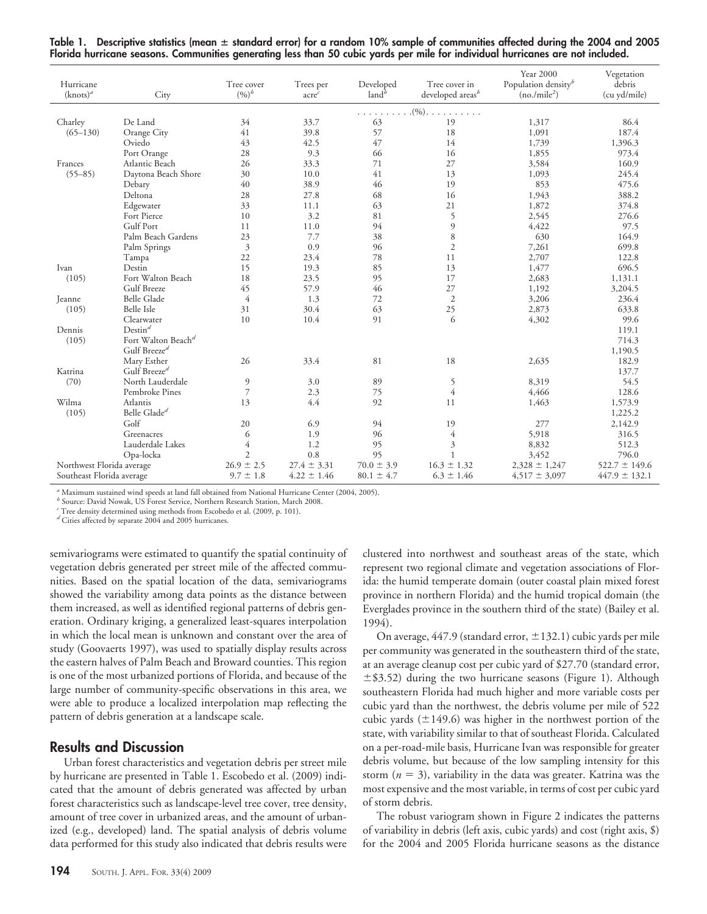**Table 1. Descriptive statistics (mean ± standard error) for a random 10% sample of communities affected during the 2004 and 2005 Florida hurricane seasons. Communities generating less than 50 cubic yards per mile for individual hurricanes are not included.**

| Hurricane (knots)[a] | City | Tree cover (%)[b] | Trees per acre[c] | Developed land[b] | Tree cover in developed areas[b] | Year 2000 Population density[b] (no./mile$^2$) | Vegetation debris (cu yd/mile) |
|---|---|---|---|---|---|---|---|
| | | | | . . . . . . . . . .(%). . . . . . . . . . | | | |
| Charley | De Land | 34 | 33.7 | 63 | 19 | 1,317 | 86.4 |
| (65–130) | Orange City | 41 | 39.8 | 57 | 18 | 1,091 | 187.4 |
| | Oviedo | 43 | 42.5 | 47 | 14 | 1,739 | 1,396.3 |
| | Port Orange | 28 | 9.3 | 66 | 16 | 1,855 | 973.4 |
| Frances | Atlantic Beach | 26 | 33.3 | 71 | 27 | 3,584 | 160.9 |
| (55–85) | Daytona Beach Shore | 30 | 10.0 | 41 | 13 | 1,093 | 245.4 |
| | Debary | 40 | 38.9 | 46 | 19 | 853 | 475.6 |
| | Deltona | 28 | 27.8 | 68 | 16 | 1,943 | 388.2 |
| | Edgewater | 33 | 11.1 | 63 | 21 | 1,872 | 374.8 |
| | Fort Pierce | 10 | 3.2 | 81 | 5 | 2,545 | 276.6 |
| | Gulf Port | 11 | 11.0 | 94 | 9 | 4,422 | 97.5 |
| | Palm Beach Gardens | 23 | 7.7 | 38 | 8 | 630 | 164.9 |
| | Palm Springs | 3 | 0.9 | 96 | 2 | 7,261 | 699.8 |
| | Tampa | 22 | 23.4 | 78 | 11 | 2,707 | 122.8 |
| Ivan | Destin | 15 | 19.3 | 85 | 13 | 1,477 | 696.5 |
| (105) | Fort Walton Beach | 18 | 23.5 | 95 | 17 | 2,683 | 1,131.1 |
| | Gulf Breeze | 45 | 57.9 | 46 | 27 | 1,192 | 3,204.5 |
| Jeanne | Belle Glade | 4 | 1.3 | 72 | 2 | 3,206 | 236.4 |
| (105) | Belle Isle | 31 | 30.4 | 63 | 25 | 2,873 | 633.8 |
| | Clearwater | 10 | 10.4 | 91 | 6 | 4,302 | 99.6 |
| Dennis | Destin[d] | | | | | | 119.1 |
| (105) | Fort Walton Beach[d] | | | | | | 714.3 |
| | Gulf Breeze[d] | | | | | | 1,190.5 |
| | Mary Esther | 26 | 33.4 | 81 | 18 | 2,635 | 182.9 |
| Katrina | Gulf Breeze[d] | | | | | | 137.7 |
| (70) | North Lauderdale | 9 | 3.0 | 89 | 5 | 8,319 | 54.5 |
| | Pembroke Pines | 7 | 2.3 | 75 | 4 | 4,466 | 128.6 |
| Wilma | Atlantis | 13 | 4.4 | 92 | 11 | 1,463 | 1,573.9 |
| (105) | Belle Glade[d] | | | | | | 1,225.2 |
| | Golf | 20 | 6.9 | 94 | 19 | 277 | 2,142.9 |
| | Greenacres | 6 | 1.9 | 96 | 4 | 5,918 | 316.5 |
| | Lauderdale Lakes | 4 | 1.2 | 95 | 3 | 8,832 | 512.3 |
| | Opa-locka | 2 | 0.8 | 95 | 1 | 3,452 | 796.0 |
| Northwest Florida average | | 26.9 ± 2.5 | 27.4 ± 3.31 | 70.0 ± 3.9 | 16.3 ± 1.32 | 2,328 ± 1,247 | 522.7 ± 149.6 |
| Southeast Florida average | | 9.7 ± 1.8 | 4.22 ± 1.46 | 80.1 ± 4.7 | 6.3 ± 1.46 | 4,517 ± 3,097 | 447.9 ± 132.1 |

[a] Maximum sustained wind speeds at land fall obtained from National Hurricane Center (2004, 2005).
[b] Source: David Nowak, US Forest Service, Northern Research Station, March 2008.
[c] Tree density determined using methods from Escobedo et al. (2009, p. 101).
[d] Cities affected by separate 2004 and 2005 hurricanes.

semivariograms were estimated to quantify the spatial continuity of vegetation debris generated per street mile of the affected communities. Based on the spatial location of the data, semivariograms showed the variability among data points as the distance between them increased, as well as identified regional patterns of debris generation. Ordinary kriging, a generalized least-squares interpolation in which the local mean is unknown and constant over the area of study (Goovaerts 1997), was used to spatially display results across the eastern halves of Palm Beach and Broward counties. This region is one of the most urbanized portions of Florida, and because of the large number of community-specific observations in this area, we were able to produce a localized interpolation map reflecting the pattern of debris generation at a landscape scale.

## Results and Discussion

Urban forest characteristics and vegetation debris per street mile by hurricane are presented in Table 1. Escobedo et al. (2009) indicated that the amount of debris generated was affected by urban forest characteristics such as landscape-level tree cover, tree density, amount of tree cover in urbanized areas, and the amount of urbanized (e.g., developed) land. The spatial analysis of debris volume data performed for this study also indicated that debris results were clustered into northwest and southeast areas of the state, which represent two regional climate and vegetation associations of Florida: the humid temperate domain (outer coastal plain mixed forest province in northern Florida) and the humid tropical domain (the Everglades province in the southern third of the state) (Bailey et al. 1994).

On average, 447.9 (standard error, ±132.1) cubic yards per mile per community was generated in the southeastern third of the state, at an average cleanup cost per cubic yard of $27.70 (standard error, ±$3.52) during the two hurricane seasons (Figure 1). Although southeastern Florida had much higher and more variable costs per cubic yard than the northwest, the debris volume per mile of 522 cubic yards (±149.6) was higher in the northwest portion of the state, with variability similar to that of southeast Florida. Calculated on a per-road-mile basis, Hurricane Ivan was responsible for greater debris volume, but because of the low sampling intensity for this storm ($n = 3$), variability in the data was greater. Katrina was the most expensive and the most variable, in terms of cost per cubic yard of storm debris.

The robust variogram shown in Figure 2 indicates the patterns of variability in debris (left axis, cubic yards) and cost (right axis, $) for the 2004 and 2005 Florida hurricane seasons as the distance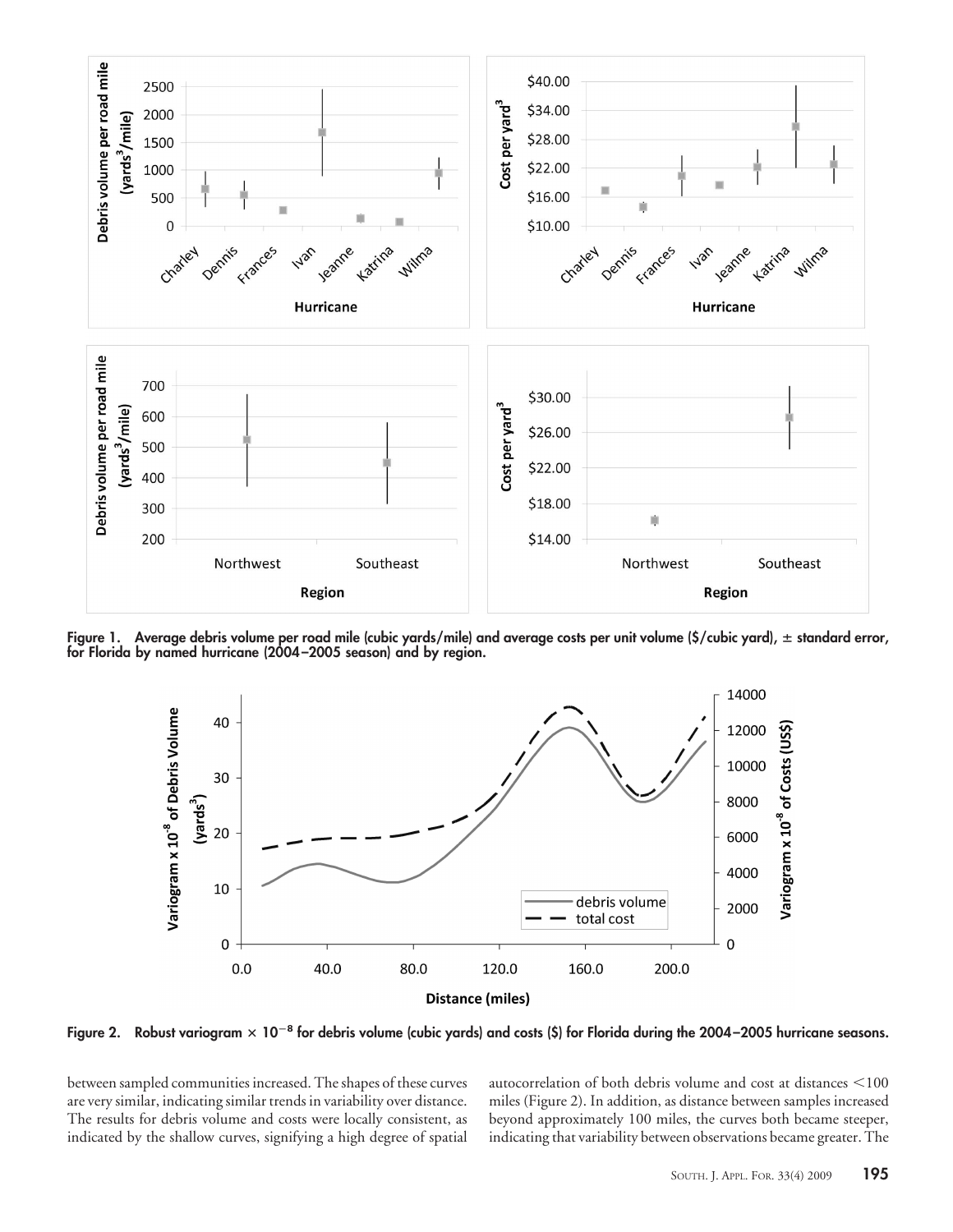Figure 1. Average debris volume per road mile (cubic yards/mile) and average costs per unit volume ($/cubic yard), ± standard error, for Florida by named hurricane (2004–2005 season) and by region.

Figure 2. Robust variogram × $10^{-8}$ for debris volume (cubic yards) and costs ($) for Florida during the 2004–2005 hurricane seasons.

between sampled communities increased. The shapes of these curves are very similar, indicating similar trends in variability over distance. The results for debris volume and costs were locally consistent, as indicated by the shallow curves, signifying a high degree of spatial autocorrelation of both debris volume and cost at distances <100 miles (Figure 2). In addition, as distance between samples increased beyond approximately 100 miles, the curves both became steeper, indicating that variability between observations became greater. The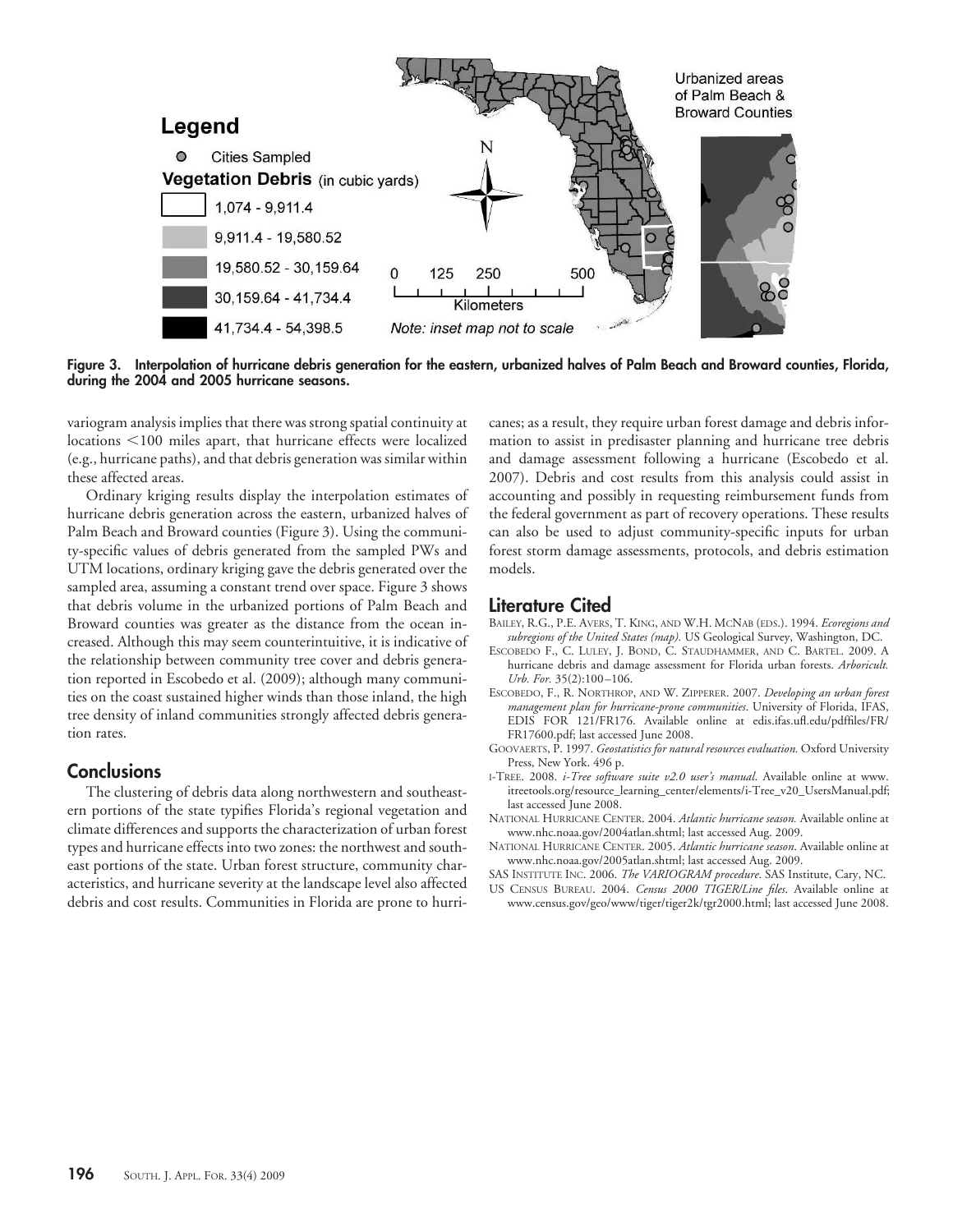Legend

Cities Sampled

Vegetation Debris (in cubic yards)

1,074 - 9,911.4

9,911.4 - 19,580.52

19,580.52 - 30,159.64

30,159.64 - 41,734.4

41,734.4 - 54,398.5

N

0 125 250 500

Kilometers

Note: inset map not to scale

Urbanized areas of Palm Beach & Broward Counties

**Figure 3. Interpolation of hurricane debris generation for the eastern, urbanized halves of Palm Beach and Broward counties, Florida, during the 2004 and 2005 hurricane seasons.**

variogram analysis implies that there was strong spatial continuity at locations <100 miles apart, that hurricane effects were localized (e.g., hurricane paths), and that debris generation was similar within these affected areas.

Ordinary kriging results display the interpolation estimates of hurricane debris generation across the eastern, urbanized halves of Palm Beach and Broward counties (Figure 3). Using the community-specific values of debris generated from the sampled PWs and UTM locations, ordinary kriging gave the debris generated over the sampled area, assuming a constant trend over space. Figure 3 shows that debris volume in the urbanized portions of Palm Beach and Broward counties was greater as the distance from the ocean increased. Although this may seem counterintuitive, it is indicative of the relationship between community tree cover and debris generation reported in Escobedo et al. (2009); although many communities on the coast sustained higher winds than those inland, the high tree density of inland communities strongly affected debris generation rates.

## Conclusions

The clustering of debris data along northwestern and southeastern portions of the state typifies Florida's regional vegetation and climate differences and supports the characterization of urban forest types and hurricane effects into two zones: the northwest and southeast portions of the state. Urban forest structure, community characteristics, and hurricane severity at the landscape level also affected debris and cost results. Communities in Florida are prone to hurricanes; as a result, they require urban forest damage and debris information to assist in predisaster planning and hurricane tree debris and damage assessment following a hurricane (Escobedo et al. 2007). Debris and cost results from this analysis could assist in accounting and possibly in requesting reimbursement funds from the federal government as part of recovery operations. These results can also be used to adjust community-specific inputs for urban forest storm damage assessments, protocols, and debris estimation models.

## Literature Cited

Bailey, R.G., P.E. Avers, T. King, and W.H. McNab (eds.). 1994. *Ecoregions and subregions of the United States (map).* US Geological Survey, Washington, DC.

Escobedo F., C. Luley, J. Bond, C. Staudhammer, and C. Bartel. 2009. A hurricane debris and damage assessment for Florida urban forests. *Arboricult. Urb. For.* 35(2):100–106.

Escobedo, F., R. Northrop, and W. Zipperer. 2007. *Developing an urban forest management plan for hurricane-prone communities*. University of Florida, IFAS, EDIS FOR 121/FR176. Available online at edis.ifas.ufl.edu/pdffiles/FR/FR17600.pdf; last accessed June 2008.

Goovaerts, P. 1997. *Geostatistics for natural resources evaluation.* Oxford University Press, New York. 496 p.

i-Tree. 2008. *i-Tree software suite v2.0 user's manual*. Available online at www.itreetools.org/resource_learning_center/elements/i-Tree_v20_UsersManual.pdf; last accessed June 2008.

National Hurricane Center. 2004. *Atlantic hurricane season.* Available online at www.nhc.noaa.gov/2004atlan.shtml; last accessed Aug. 2009.

National Hurricane Center. 2005. *Atlantic hurricane season*. Available online at www.nhc.noaa.gov/2005atlan.shtml; last accessed Aug. 2009.

SAS Institute Inc. 2006. *The VARIOGRAM procedure*. SAS Institute, Cary, NC.

US Census Bureau. 2004. *Census 2000 TIGER/Line files*. Available online at www.census.gov/geo/www/tiger/tiger2k/tgr2000.html; last accessed June 2008.